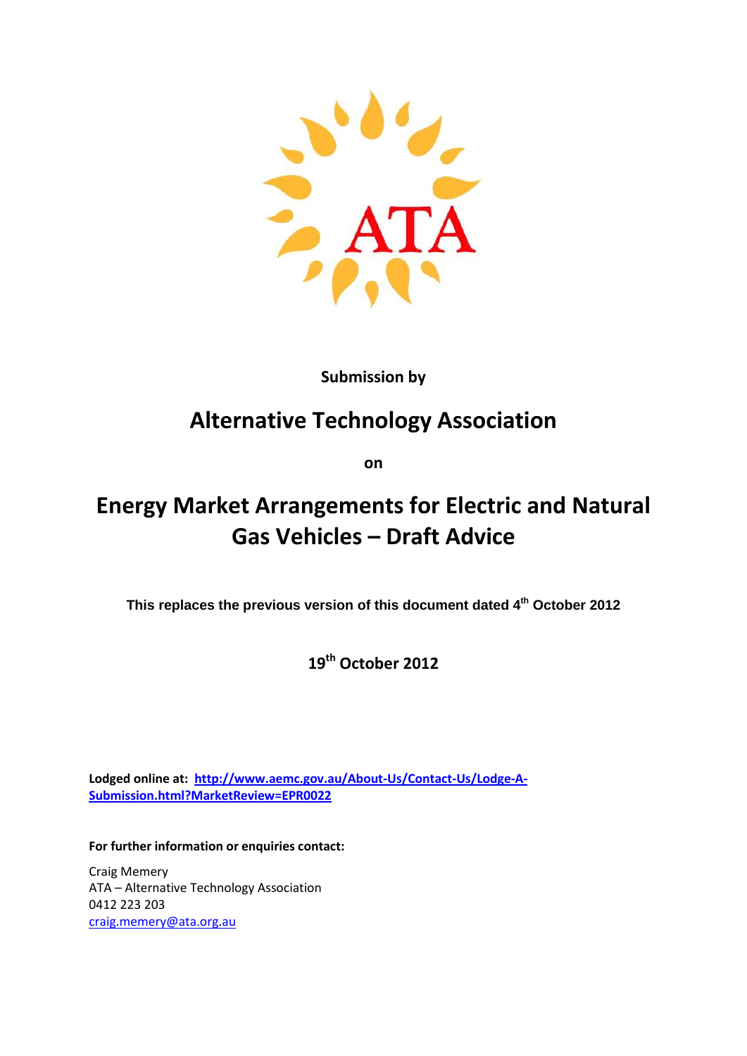ATA

**Submission by**

# Alternative Technology Association

**on**

# Energy Market Arrangements for Electric and Natural Gas Vehicles – Draft Advice

**This replaces the previous version of this document dated 4th October 2012**

**19th October 2012**

**Lodged online at: [http://www.aemc.gov.au/About-Us/Contact-Us/Lodge-A-Submission.html?MarketReview=EPR0022](http://www.aemc.gov.au/About-Us/Contact-Us/Lodge-A-Submission.html?MarketReview=EPR0022)**

**For further information or enquiries contact:**

Craig Memery
ATA – Alternative Technology Association
0412 223 203
[craig.memery@ata.org.au](mailto:craig.memery@ata.org.au)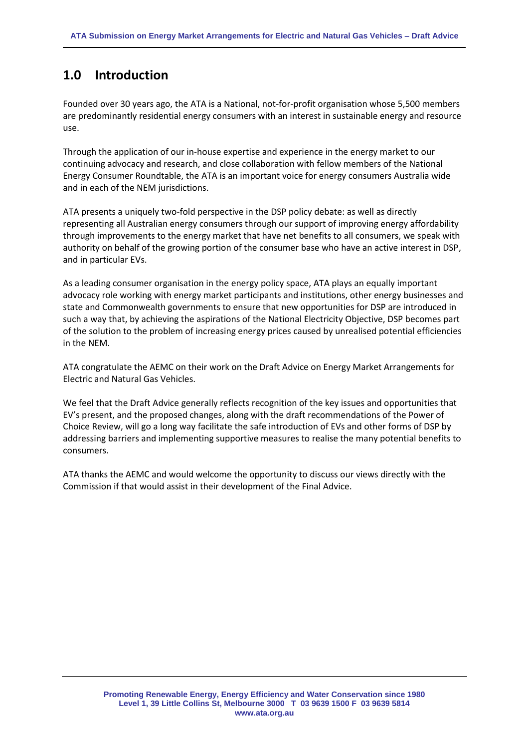## 1.0 Introduction

Founded over 30 years ago, the ATA is a National, not-for-profit organisation whose 5,500 members are predominantly residential energy consumers with an interest in sustainable energy and resource use.

Through the application of our in-house expertise and experience in the energy market to our continuing advocacy and research, and close collaboration with fellow members of the National Energy Consumer Roundtable, the ATA is an important voice for energy consumers Australia wide and in each of the NEM jurisdictions.

ATA presents a uniquely two-fold perspective in the DSP policy debate: as well as directly representing all Australian energy consumers through our support of improving energy affordability through improvements to the energy market that have net benefits to all consumers, we speak with authority on behalf of the growing portion of the consumer base who have an active interest in DSP, and in particular EVs.

As a leading consumer organisation in the energy policy space, ATA plays an equally important advocacy role working with energy market participants and institutions, other energy businesses and state and Commonwealth governments to ensure that new opportunities for DSP are introduced in such a way that, by achieving the aspirations of the National Electricity Objective, DSP becomes part of the solution to the problem of increasing energy prices caused by unrealised potential efficiencies in the NEM.

ATA congratulate the AEMC on their work on the Draft Advice on Energy Market Arrangements for Electric and Natural Gas Vehicles.

We feel that the Draft Advice generally reflects recognition of the key issues and opportunities that EV's present, and the proposed changes, along with the draft recommendations of the Power of Choice Review, will go a long way facilitate the safe introduction of EVs and other forms of DSP by addressing barriers and implementing supportive measures to realise the many potential benefits to consumers.

ATA thanks the AEMC and would welcome the opportunity to discuss our views directly with the Commission if that would assist in their development of the Final Advice.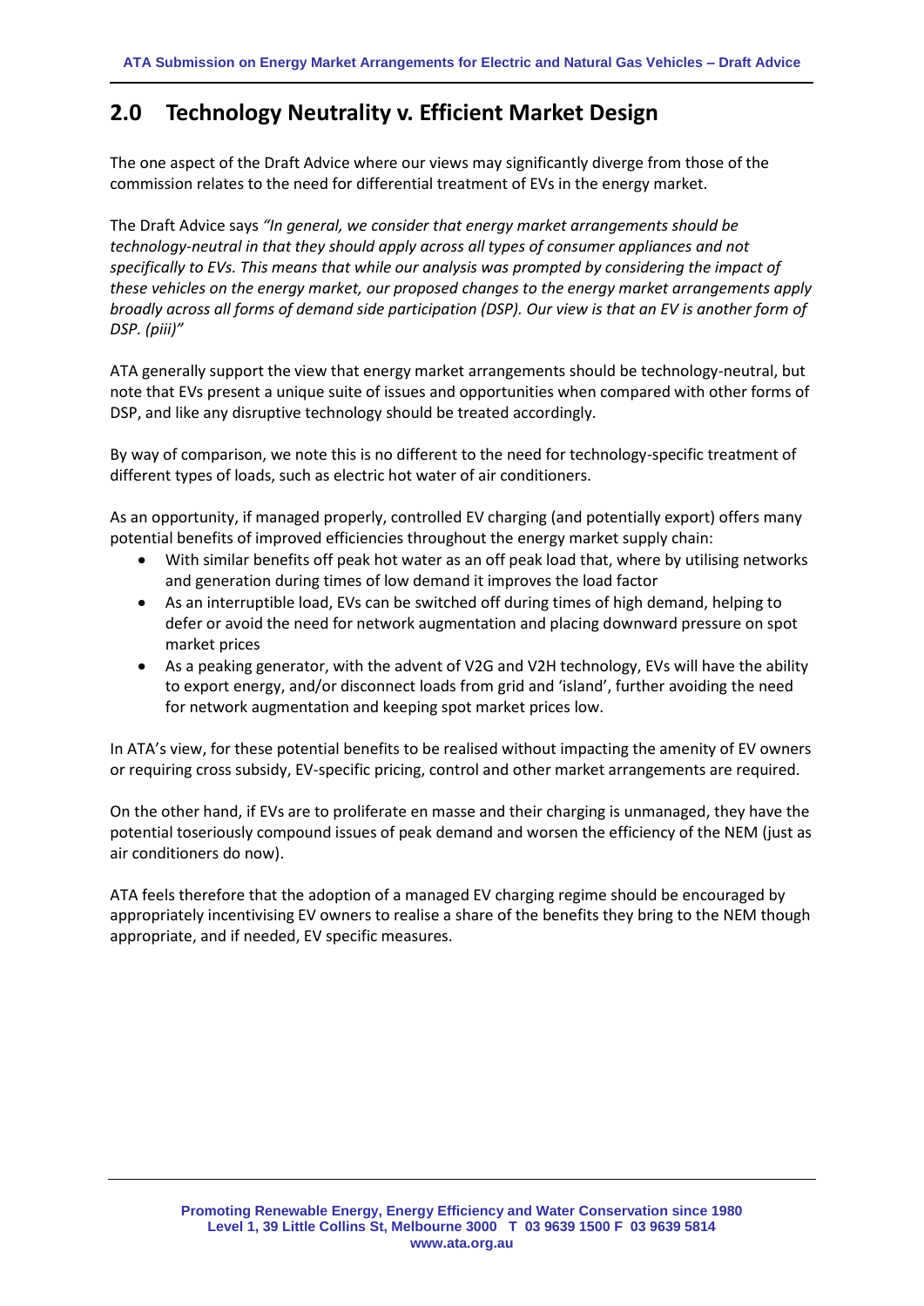## 2.0 Technology Neutrality v. Efficient Market Design

The one aspect of the Draft Advice where our views may significantly diverge from those of the commission relates to the need for differential treatment of EVs in the energy market.

The Draft Advice says *"In general, we consider that energy market arrangements should be technology-neutral in that they should apply across all types of consumer appliances and not specifically to EVs. This means that while our analysis was prompted by considering the impact of these vehicles on the energy market, our proposed changes to the energy market arrangements apply broadly across all forms of demand side participation (DSP). Our view is that an EV is another form of DSP. (piii)"*

ATA generally support the view that energy market arrangements should be technology-neutral, but note that EVs present a unique suite of issues and opportunities when compared with other forms of DSP, and like any disruptive technology should be treated accordingly.

By way of comparison, we note this is no different to the need for technology-specific treatment of different types of loads, such as electric hot water of air conditioners.

As an opportunity, if managed properly, controlled EV charging (and potentially export) offers many potential benefits of improved efficiencies throughout the energy market supply chain:

- With similar benefits off peak hot water as an off peak load that, where by utilising networks and generation during times of low demand it improves the load factor
- As an interruptible load, EVs can be switched off during times of high demand, helping to defer or avoid the need for network augmentation and placing downward pressure on spot market prices
- As a peaking generator, with the advent of V2G and V2H technology, EVs will have the ability to export energy, and/or disconnect loads from grid and 'island', further avoiding the need for network augmentation and keeping spot market prices low.

In ATA's view, for these potential benefits to be realised without impacting the amenity of EV owners or requiring cross subsidy, EV-specific pricing, control and other market arrangements are required.

On the other hand, if EVs are to proliferate en masse and their charging is unmanaged, they have the potential toseriously compound issues of peak demand and worsen the efficiency of the NEM (just as air conditioners do now).

ATA feels therefore that the adoption of a managed EV charging regime should be encouraged by appropriately incentivising EV owners to realise a share of the benefits they bring to the NEM though appropriate, and if needed, EV specific measures.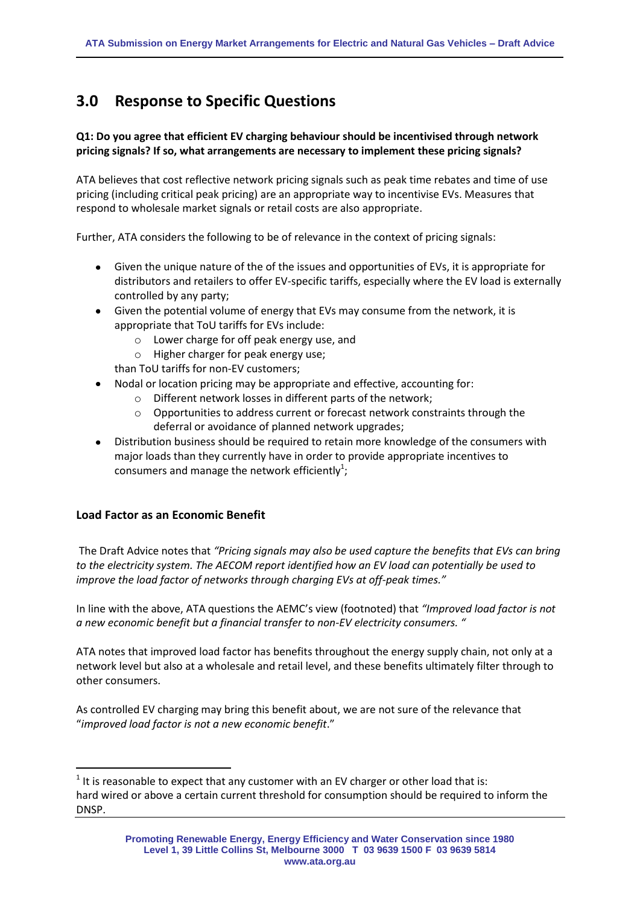## 3.0 Response to Specific Questions

**Q1: Do you agree that efficient EV charging behaviour should be incentivised through network pricing signals? If so, what arrangements are necessary to implement these pricing signals?**

ATA believes that cost reflective network pricing signals such as peak time rebates and time of use pricing (including critical peak pricing) are an appropriate way to incentivise EVs. Measures that respond to wholesale market signals or retail costs are also appropriate.

Further, ATA considers the following to be of relevance in the context of pricing signals:

- Given the unique nature of the of the issues and opportunities of EVs, it is appropriate for distributors and retailers to offer EV-specific tariffs, especially where the EV load is externally controlled by any party;
- Given the potential volume of energy that EVs may consume from the network, it is appropriate that ToU tariffs for EVs include:
    - Lower charge for off peak energy use, and
    - Higher charger for peak energy use;

  than ToU tariffs for non-EV customers;
- Nodal or location pricing may be appropriate and effective, accounting for:
    - Different network losses in different parts of the network;
    - Opportunities to address current or forecast network constraints through the deferral or avoidance of planned network upgrades;
- Distribution business should be required to retain more knowledge of the consumers with major loads than they currently have in order to provide appropriate incentives to consumers and manage the network efficiently[1];

### Load Factor as an Economic Benefit

The Draft Advice notes that *"Pricing signals may also be used capture the benefits that EVs can bring to the electricity system. The AECOM report identified how an EV load can potentially be used to improve the load factor of networks through charging EVs at off-peak times."*

In line with the above, ATA questions the AEMC's view (footnoted) that *"Improved load factor is not a new economic benefit but a financial transfer to non-EV electricity consumers. "*

ATA notes that improved load factor has benefits throughout the energy supply chain, not only at a network level but also at a wholesale and retail level, and these benefits ultimately filter through to other consumers.

As controlled EV charging may bring this benefit about, we are not sure of the relevance that "*improved load factor is not a new economic benefit*."

---

[1] It is reasonable to expect that any customer with an EV charger or other load that is: hard wired or above a certain current threshold for consumption should be required to inform the DNSP.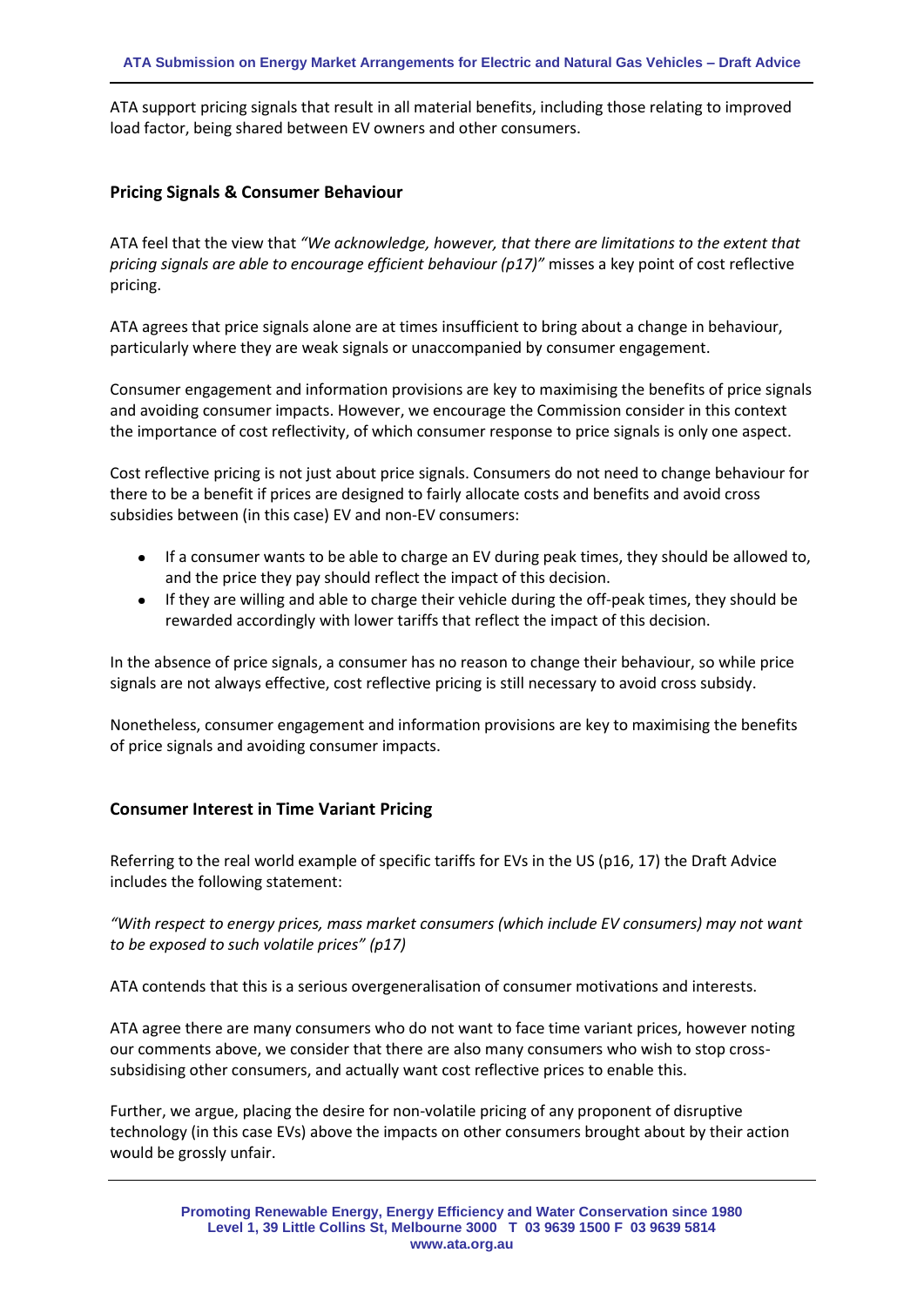ATA support pricing signals that result in all material benefits, including those relating to improved load factor, being shared between EV owners and other consumers.

## Pricing Signals & Consumer Behaviour

ATA feel that the view that *"We acknowledge, however, that there are limitations to the extent that pricing signals are able to encourage efficient behaviour (p17)"* misses a key point of cost reflective pricing.

ATA agrees that price signals alone are at times insufficient to bring about a change in behaviour, particularly where they are weak signals or unaccompanied by consumer engagement.

Consumer engagement and information provisions are key to maximising the benefits of price signals and avoiding consumer impacts. However, we encourage the Commission consider in this context the importance of cost reflectivity, of which consumer response to price signals is only one aspect.

Cost reflective pricing is not just about price signals. Consumers do not need to change behaviour for there to be a benefit if prices are designed to fairly allocate costs and benefits and avoid cross subsidies between (in this case) EV and non-EV consumers:

- If a consumer wants to be able to charge an EV during peak times, they should be allowed to, and the price they pay should reflect the impact of this decision.
- If they are willing and able to charge their vehicle during the off-peak times, they should be rewarded accordingly with lower tariffs that reflect the impact of this decision.

In the absence of price signals, a consumer has no reason to change their behaviour, so while price signals are not always effective, cost reflective pricing is still necessary to avoid cross subsidy.

Nonetheless, consumer engagement and information provisions are key to maximising the benefits of price signals and avoiding consumer impacts.

## Consumer Interest in Time Variant Pricing

Referring to the real world example of specific tariffs for EVs in the US (p16, 17) the Draft Advice includes the following statement:

*"With respect to energy prices, mass market consumers (which include EV consumers) may not want to be exposed to such volatile prices" (p17)*

ATA contends that this is a serious overgeneralisation of consumer motivations and interests.

ATA agree there are many consumers who do not want to face time variant prices, however noting our comments above, we consider that there are also many consumers who wish to stop cross-subsidising other consumers, and actually want cost reflective prices to enable this.

Further, we argue, placing the desire for non-volatile pricing of any proponent of disruptive technology (in this case EVs) above the impacts on other consumers brought about by their action would be grossly unfair.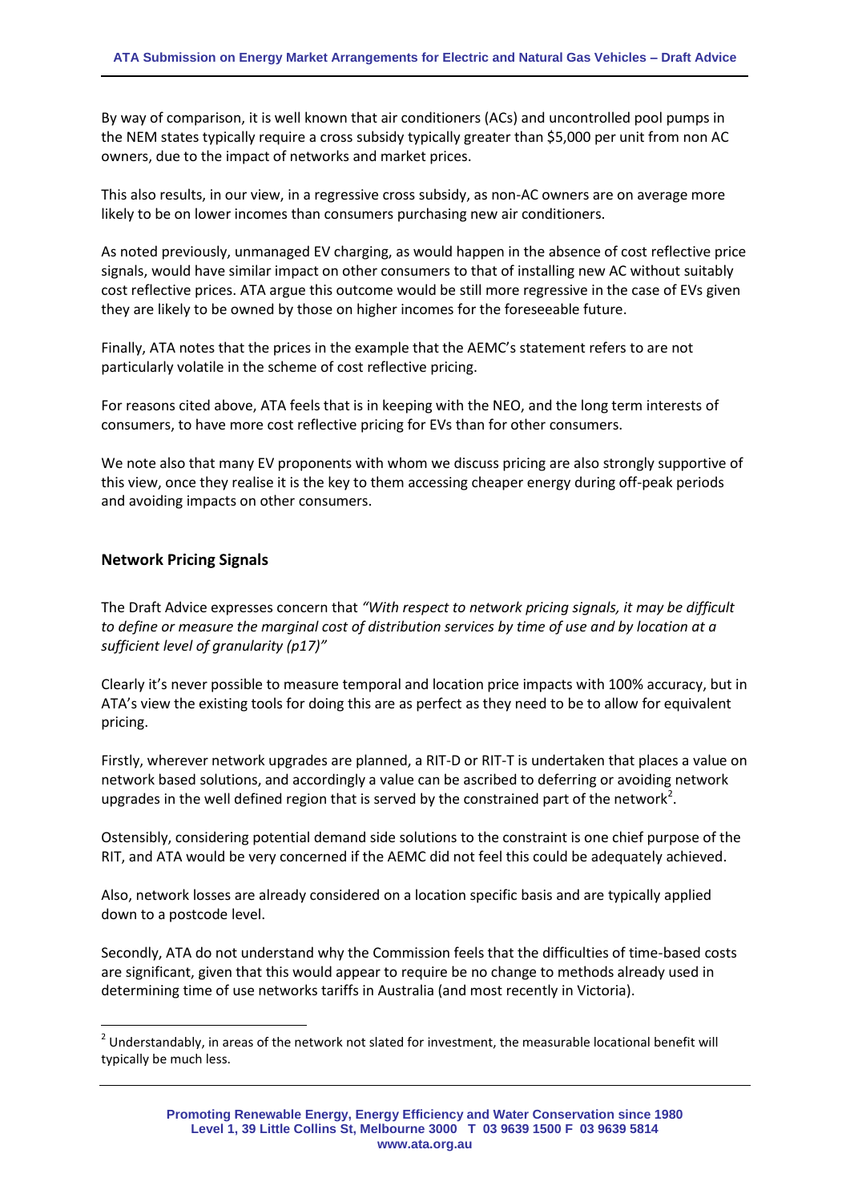By way of comparison, it is well known that air conditioners (ACs) and uncontrolled pool pumps in the NEM states typically require a cross subsidy typically greater than \$5,000 per unit from non AC owners, due to the impact of networks and market prices.

This also results, in our view, in a regressive cross subsidy, as non-AC owners are on average more likely to be on lower incomes than consumers purchasing new air conditioners.

As noted previously, unmanaged EV charging, as would happen in the absence of cost reflective price signals, would have similar impact on other consumers to that of installing new AC without suitably cost reflective prices. ATA argue this outcome would be still more regressive in the case of EVs given they are likely to be owned by those on higher incomes for the foreseeable future.

Finally, ATA notes that the prices in the example that the AEMC's statement refers to are not particularly volatile in the scheme of cost reflective pricing.

For reasons cited above, ATA feels that is in keeping with the NEO, and the long term interests of consumers, to have more cost reflective pricing for EVs than for other consumers.

We note also that many EV proponents with whom we discuss pricing are also strongly supportive of this view, once they realise it is the key to them accessing cheaper energy during off-peak periods and avoiding impacts on other consumers.

## Network Pricing Signals

The Draft Advice expresses concern that *"With respect to network pricing signals, it may be difficult to define or measure the marginal cost of distribution services by time of use and by location at a sufficient level of granularity (p17)"*

Clearly it's never possible to measure temporal and location price impacts with 100% accuracy, but in ATA's view the existing tools for doing this are as perfect as they need to be to allow for equivalent pricing.

Firstly, wherever network upgrades are planned, a RIT-D or RIT-T is undertaken that places a value on network based solutions, and accordingly a value can be ascribed to deferring or avoiding network upgrades in the well defined region that is served by the constrained part of the network[2].

Ostensibly, considering potential demand side solutions to the constraint is one chief purpose of the RIT, and ATA would be very concerned if the AEMC did not feel this could be adequately achieved.

Also, network losses are already considered on a location specific basis and are typically applied down to a postcode level.

Secondly, ATA do not understand why the Commission feels that the difficulties of time-based costs are significant, given that this would appear to require be no change to methods already used in determining time of use networks tariffs in Australia (and most recently in Victoria).

[2] Understandably, in areas of the network not slated for investment, the measurable locational benefit will typically be much less.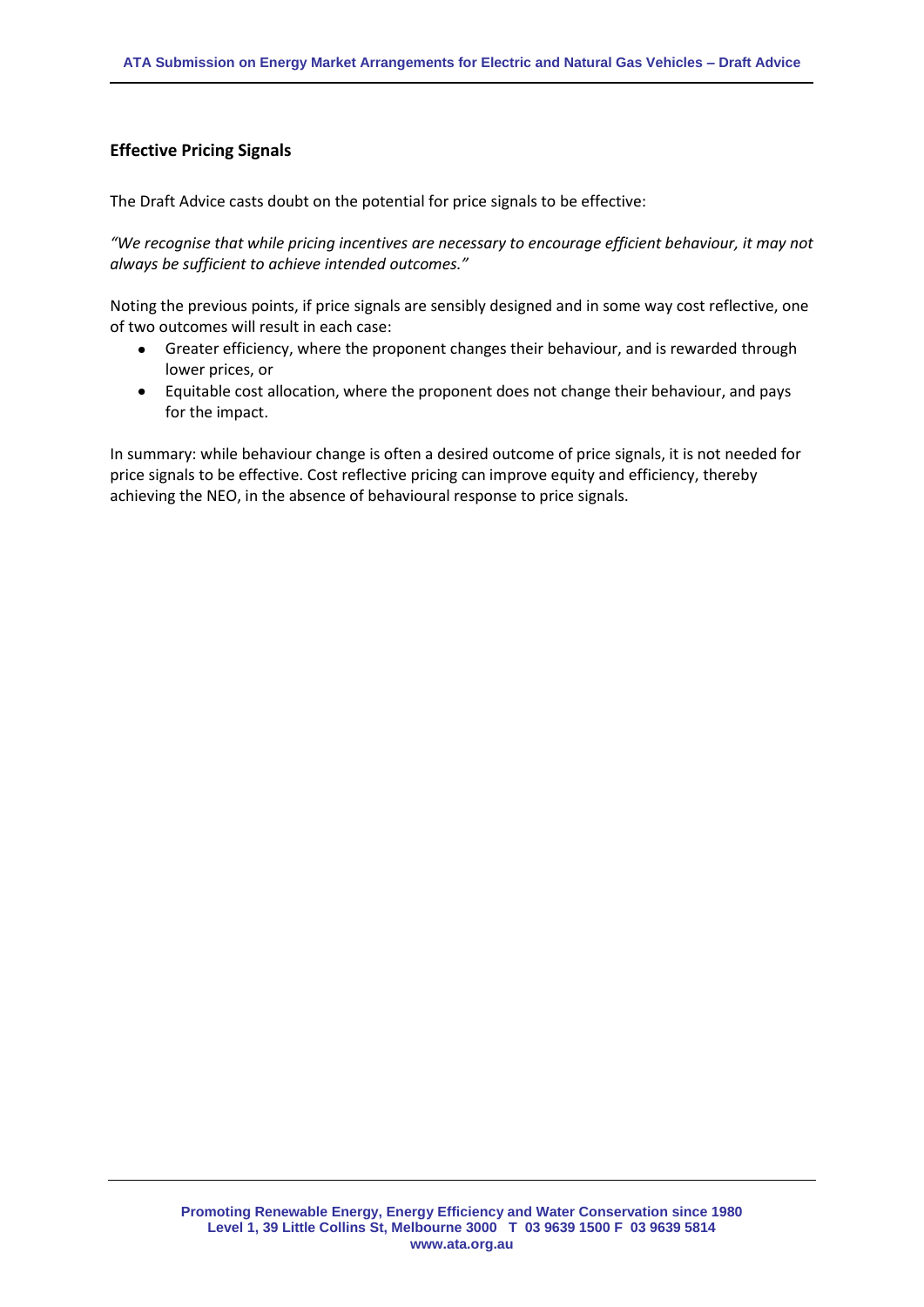## Effective Pricing Signals

The Draft Advice casts doubt on the potential for price signals to be effective:

*"We recognise that while pricing incentives are necessary to encourage efficient behaviour, it may not always be sufficient to achieve intended outcomes."*

Noting the previous points, if price signals are sensibly designed and in some way cost reflective, one of two outcomes will result in each case:

- Greater efficiency, where the proponent changes their behaviour, and is rewarded through lower prices, or
- Equitable cost allocation, where the proponent does not change their behaviour, and pays for the impact.

In summary: while behaviour change is often a desired outcome of price signals, it is not needed for price signals to be effective. Cost reflective pricing can improve equity and efficiency, thereby achieving the NEO, in the absence of behavioural response to price signals.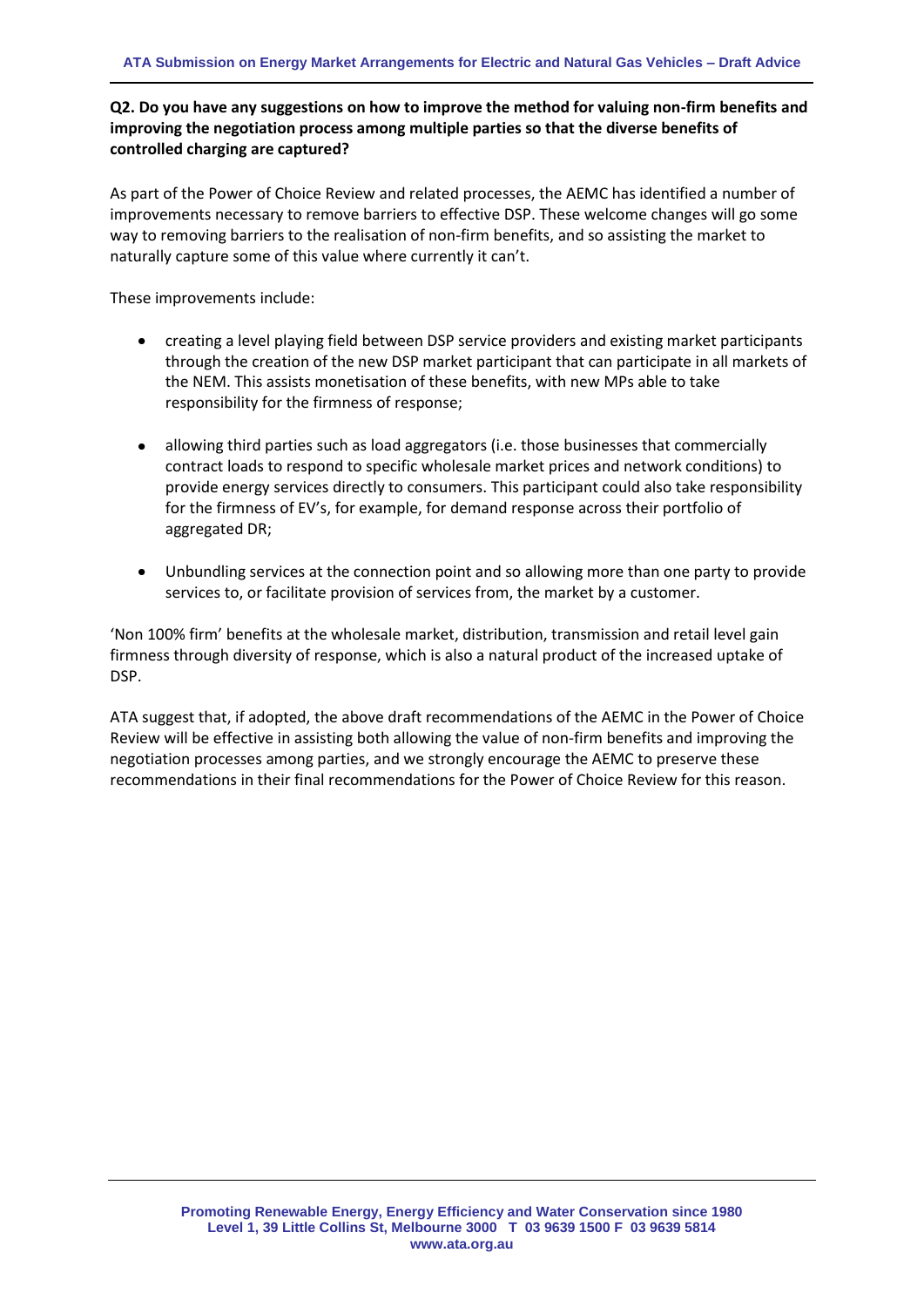**Q2. Do you have any suggestions on how to improve the method for valuing non-firm benefits and improving the negotiation process among multiple parties so that the diverse benefits of controlled charging are captured?**

As part of the Power of Choice Review and related processes, the AEMC has identified a number of improvements necessary to remove barriers to effective DSP. These welcome changes will go some way to removing barriers to the realisation of non-firm benefits, and so assisting the market to naturally capture some of this value where currently it can't.

These improvements include:

- creating a level playing field between DSP service providers and existing market participants through the creation of the new DSP market participant that can participate in all markets of the NEM. This assists monetisation of these benefits, with new MPs able to take responsibility for the firmness of response;
- allowing third parties such as load aggregators (i.e. those businesses that commercially contract loads to respond to specific wholesale market prices and network conditions) to provide energy services directly to consumers. This participant could also take responsibility for the firmness of EV's, for example, for demand response across their portfolio of aggregated DR;
- Unbundling services at the connection point and so allowing more than one party to provide services to, or facilitate provision of services from, the market by a customer.

'Non 100% firm' benefits at the wholesale market, distribution, transmission and retail level gain firmness through diversity of response, which is also a natural product of the increased uptake of DSP.

ATA suggest that, if adopted, the above draft recommendations of the AEMC in the Power of Choice Review will be effective in assisting both allowing the value of non-firm benefits and improving the negotiation processes among parties, and we strongly encourage the AEMC to preserve these recommendations in their final recommendations for the Power of Choice Review for this reason.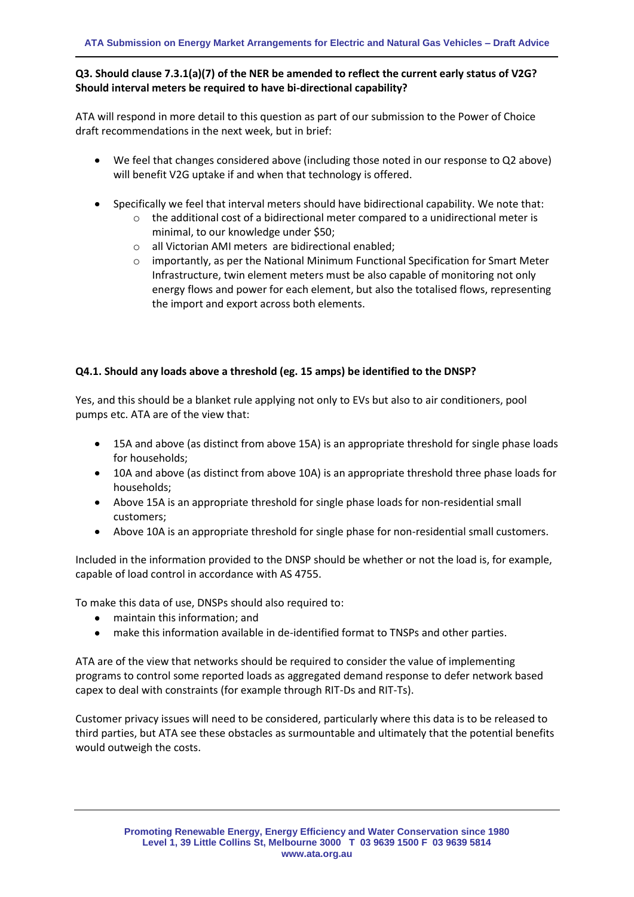**Q3. Should clause 7.3.1(a)(7) of the NER be amended to reflect the current early status of V2G? Should interval meters be required to have bi-directional capability?**

ATA will respond in more detail to this question as part of our submission to the Power of Choice draft recommendations in the next week, but in brief:

- We feel that changes considered above (including those noted in our response to Q2 above) will benefit V2G uptake if and when that technology is offered.
- Specifically we feel that interval meters should have bidirectional capability. We note that:
  - the additional cost of a bidirectional meter compared to a unidirectional meter is minimal, to our knowledge under $50;
  - all Victorian AMI meters are bidirectional enabled;
  - importantly, as per the National Minimum Functional Specification for Smart Meter Infrastructure, twin element meters must be also capable of monitoring not only energy flows and power for each element, but also the totalised flows, representing the import and export across both elements.

**Q4.1. Should any loads above a threshold (eg. 15 amps) be identified to the DNSP?**

Yes, and this should be a blanket rule applying not only to EVs but also to air conditioners, pool pumps etc. ATA are of the view that:

- 15A and above (as distinct from above 15A) is an appropriate threshold for single phase loads for households;
- 10A and above (as distinct from above 10A) is an appropriate threshold three phase loads for households;
- Above 15A is an appropriate threshold for single phase loads for non-residential small customers;
- Above 10A is an appropriate threshold for single phase for non-residential small customers.

Included in the information provided to the DNSP should be whether or not the load is, for example, capable of load control in accordance with AS 4755.

To make this data of use, DNSPs should also required to:

- maintain this information; and
- make this information available in de-identified format to TNSPs and other parties.

ATA are of the view that networks should be required to consider the value of implementing programs to control some reported loads as aggregated demand response to defer network based capex to deal with constraints (for example through RIT-Ds and RIT-Ts).

Customer privacy issues will need to be considered, particularly where this data is to be released to third parties, but ATA see these obstacles as surmountable and ultimately that the potential benefits would outweigh the costs.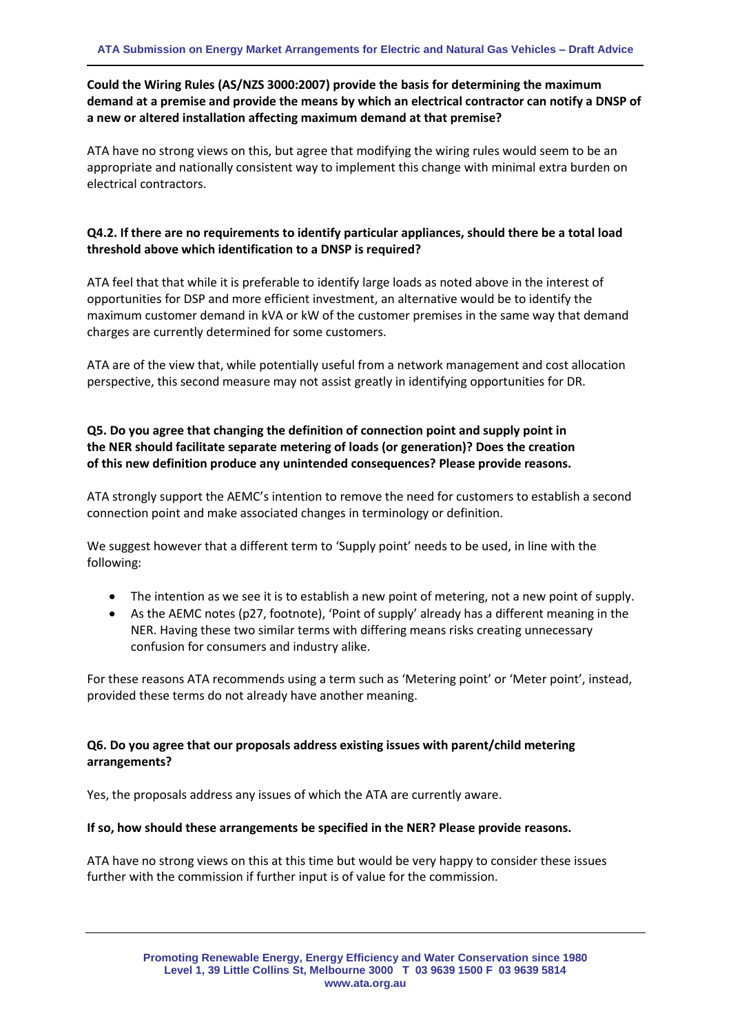**Could the Wiring Rules (AS/NZS 3000:2007) provide the basis for determining the maximum demand at a premise and provide the means by which an electrical contractor can notify a DNSP of a new or altered installation affecting maximum demand at that premise?**

ATA have no strong views on this, but agree that modifying the wiring rules would seem to be an appropriate and nationally consistent way to implement this change with minimal extra burden on electrical contractors.

**Q4.2. If there are no requirements to identify particular appliances, should there be a total load threshold above which identification to a DNSP is required?**

ATA feel that that while it is preferable to identify large loads as noted above in the interest of opportunities for DSP and more efficient investment, an alternative would be to identify the maximum customer demand in kVA or kW of the customer premises in the same way that demand charges are currently determined for some customers.

ATA are of the view that, while potentially useful from a network management and cost allocation perspective, this second measure may not assist greatly in identifying opportunities for DR.

**Q5. Do you agree that changing the definition of connection point and supply point in the NER should facilitate separate metering of loads (or generation)? Does the creation of this new definition produce any unintended consequences? Please provide reasons.**

ATA strongly support the AEMC's intention to remove the need for customers to establish a second connection point and make associated changes in terminology or definition.

We suggest however that a different term to 'Supply point' needs to be used, in line with the following:

- The intention as we see it is to establish a new point of metering, not a new point of supply.
- As the AEMC notes (p27, footnote), 'Point of supply' already has a different meaning in the NER. Having these two similar terms with differing means risks creating unnecessary confusion for consumers and industry alike.

For these reasons ATA recommends using a term such as 'Metering point' or 'Meter point', instead, provided these terms do not already have another meaning.

**Q6. Do you agree that our proposals address existing issues with parent/child metering arrangements?**

Yes, the proposals address any issues of which the ATA are currently aware.

**If so, how should these arrangements be specified in the NER? Please provide reasons.**

ATA have no strong views on this at this time but would be very happy to consider these issues further with the commission if further input is of value for the commission.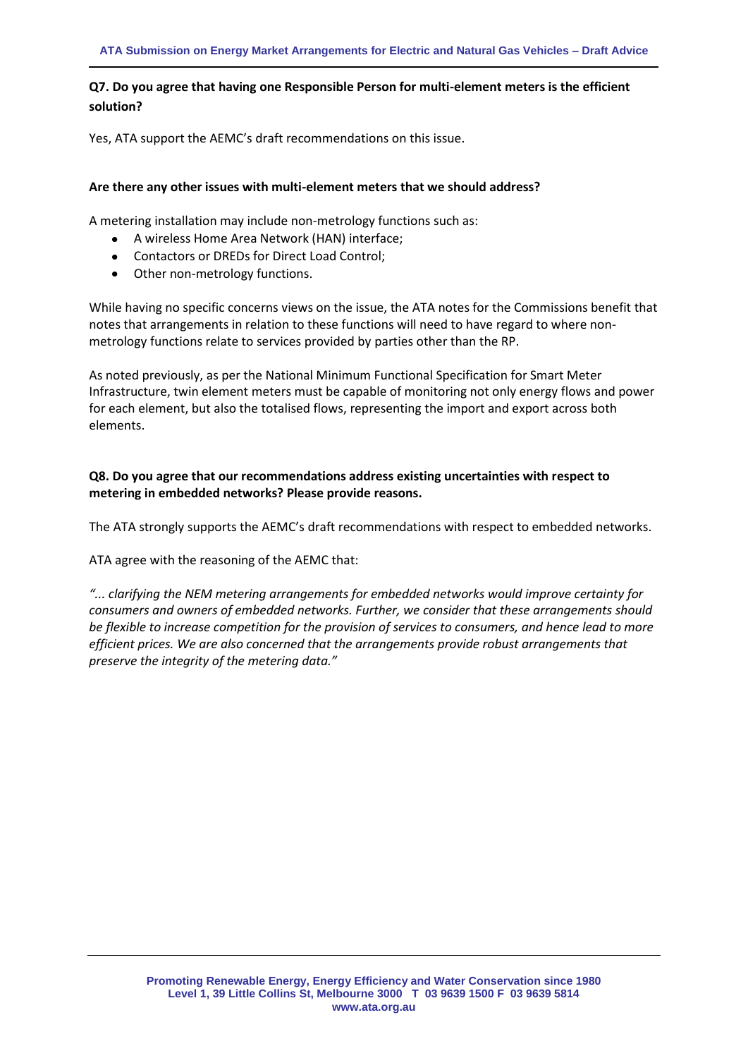**Q7. Do you agree that having one Responsible Person for multi-element meters is the efficient solution?**

Yes, ATA support the AEMC's draft recommendations on this issue.

**Are there any other issues with multi-element meters that we should address?**

A metering installation may include non-metrology functions such as:

- A wireless Home Area Network (HAN) interface;
- Contactors or DREDs for Direct Load Control;
- Other non-metrology functions.

While having no specific concerns views on the issue, the ATA notes for the Commissions benefit that notes that arrangements in relation to these functions will need to have regard to where non-metrology functions relate to services provided by parties other than the RP.

As noted previously, as per the National Minimum Functional Specification for Smart Meter Infrastructure, twin element meters must be capable of monitoring not only energy flows and power for each element, but also the totalised flows, representing the import and export across both elements.

**Q8. Do you agree that our recommendations address existing uncertainties with respect to metering in embedded networks? Please provide reasons.**

The ATA strongly supports the AEMC's draft recommendations with respect to embedded networks.

ATA agree with the reasoning of the AEMC that:

*"... clarifying the NEM metering arrangements for embedded networks would improve certainty for consumers and owners of embedded networks. Further, we consider that these arrangements should be flexible to increase competition for the provision of services to consumers, and hence lead to more efficient prices. We are also concerned that the arrangements provide robust arrangements that preserve the integrity of the metering data."*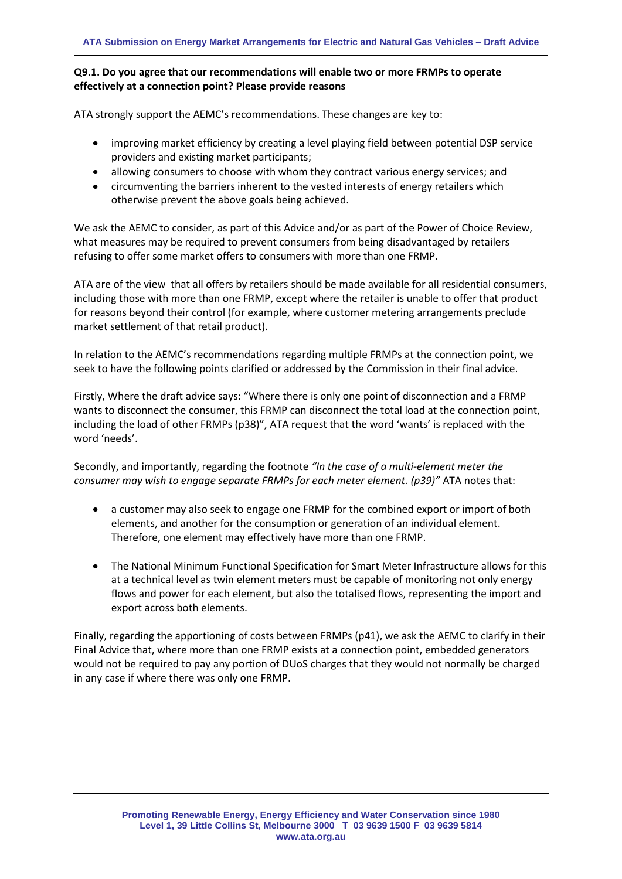**Q9.1. Do you agree that our recommendations will enable two or more FRMPs to operate effectively at a connection point? Please provide reasons**

ATA strongly support the AEMC's recommendations. These changes are key to:

- improving market efficiency by creating a level playing field between potential DSP service providers and existing market participants;
- allowing consumers to choose with whom they contract various energy services; and
- circumventing the barriers inherent to the vested interests of energy retailers which otherwise prevent the above goals being achieved.

We ask the AEMC to consider, as part of this Advice and/or as part of the Power of Choice Review, what measures may be required to prevent consumers from being disadvantaged by retailers refusing to offer some market offers to consumers with more than one FRMP.

ATA are of the view that all offers by retailers should be made available for all residential consumers, including those with more than one FRMP, except where the retailer is unable to offer that product for reasons beyond their control (for example, where customer metering arrangements preclude market settlement of that retail product).

In relation to the AEMC's recommendations regarding multiple FRMPs at the connection point, we seek to have the following points clarified or addressed by the Commission in their final advice.

Firstly, Where the draft advice says: "Where there is only one point of disconnection and a FRMP wants to disconnect the consumer, this FRMP can disconnect the total load at the connection point, including the load of other FRMPs (p38)", ATA request that the word 'wants' is replaced with the word 'needs'.

Secondly, and importantly, regarding the footnote *"In the case of a multi-element meter the consumer may wish to engage separate FRMPs for each meter element. (p39)"* ATA notes that:

- a customer may also seek to engage one FRMP for the combined export or import of both elements, and another for the consumption or generation of an individual element. Therefore, one element may effectively have more than one FRMP.
- The National Minimum Functional Specification for Smart Meter Infrastructure allows for this at a technical level as twin element meters must be capable of monitoring not only energy flows and power for each element, but also the totalised flows, representing the import and export across both elements.

Finally, regarding the apportioning of costs between FRMPs (p41), we ask the AEMC to clarify in their Final Advice that, where more than one FRMP exists at a connection point, embedded generators would not be required to pay any portion of DUoS charges that they would not normally be charged in any case if where there was only one FRMP.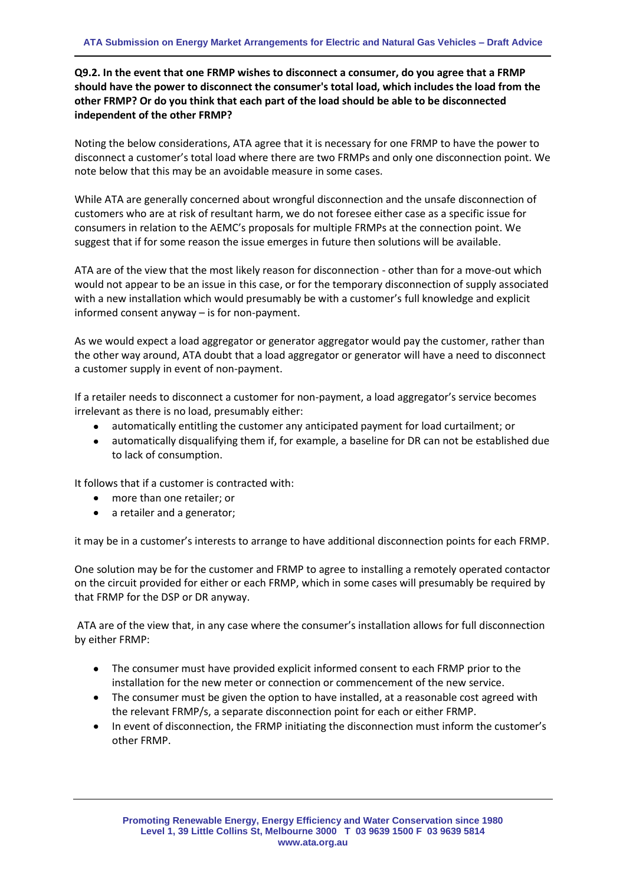**Q9.2. In the event that one FRMP wishes to disconnect a consumer, do you agree that a FRMP should have the power to disconnect the consumer's total load, which includes the load from the other FRMP? Or do you think that each part of the load should be able to be disconnected independent of the other FRMP?**

Noting the below considerations, ATA agree that it is necessary for one FRMP to have the power to disconnect a customer's total load where there are two FRMPs and only one disconnection point. We note below that this may be an avoidable measure in some cases.

While ATA are generally concerned about wrongful disconnection and the unsafe disconnection of customers who are at risk of resultant harm, we do not foresee either case as a specific issue for consumers in relation to the AEMC's proposals for multiple FRMPs at the connection point. We suggest that if for some reason the issue emerges in future then solutions will be available.

ATA are of the view that the most likely reason for disconnection - other than for a move-out which would not appear to be an issue in this case, or for the temporary disconnection of supply associated with a new installation which would presumably be with a customer's full knowledge and explicit informed consent anyway – is for non-payment.

As we would expect a load aggregator or generator aggregator would pay the customer, rather than the other way around, ATA doubt that a load aggregator or generator will have a need to disconnect a customer supply in event of non-payment.

If a retailer needs to disconnect a customer for non-payment, a load aggregator's service becomes irrelevant as there is no load, presumably either:

- automatically entitling the customer any anticipated payment for load curtailment; or
- automatically disqualifying them if, for example, a baseline for DR can not be established due to lack of consumption.

It follows that if a customer is contracted with:

- more than one retailer; or
- a retailer and a generator;

it may be in a customer's interests to arrange to have additional disconnection points for each FRMP.

One solution may be for the customer and FRMP to agree to installing a remotely operated contactor on the circuit provided for either or each FRMP, which in some cases will presumably be required by that FRMP for the DSP or DR anyway.

ATA are of the view that, in any case where the consumer's installation allows for full disconnection by either FRMP:

- The consumer must have provided explicit informed consent to each FRMP prior to the installation for the new meter or connection or commencement of the new service.
- The consumer must be given the option to have installed, at a reasonable cost agreed with the relevant FRMP/s, a separate disconnection point for each or either FRMP.
- In event of disconnection, the FRMP initiating the disconnection must inform the customer's other FRMP.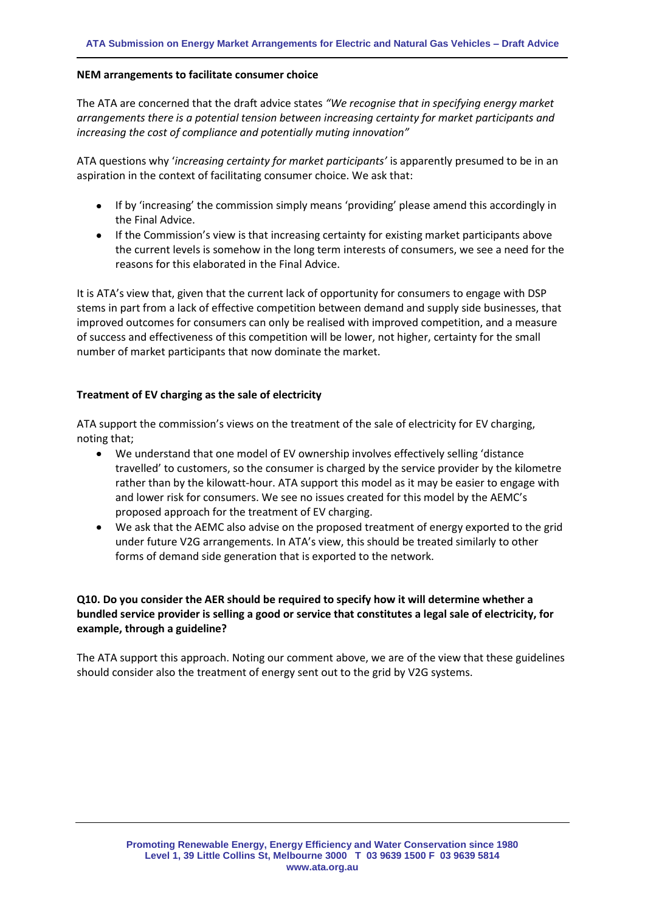**NEM arrangements to facilitate consumer choice**

The ATA are concerned that the draft advice states *"We recognise that in specifying energy market arrangements there is a potential tension between increasing certainty for market participants and increasing the cost of compliance and potentially muting innovation"*

ATA questions why '*increasing certainty for market participants*' is apparently presumed to be in an aspiration in the context of facilitating consumer choice. We ask that:

- If by 'increasing' the commission simply means 'providing' please amend this accordingly in the Final Advice.
- If the Commission's view is that increasing certainty for existing market participants above the current levels is somehow in the long term interests of consumers, we see a need for the reasons for this elaborated in the Final Advice.

It is ATA's view that, given that the current lack of opportunity for consumers to engage with DSP stems in part from a lack of effective competition between demand and supply side businesses, that improved outcomes for consumers can only be realised with improved competition, and a measure of success and effectiveness of this competition will be lower, not higher, certainty for the small number of market participants that now dominate the market.

**Treatment of EV charging as the sale of electricity**

ATA support the commission's views on the treatment of the sale of electricity for EV charging, noting that;

- We understand that one model of EV ownership involves effectively selling 'distance travelled' to customers, so the consumer is charged by the service provider by the kilometre rather than by the kilowatt-hour. ATA support this model as it may be easier to engage with and lower risk for consumers. We see no issues created for this model by the AEMC's proposed approach for the treatment of EV charging.
- We ask that the AEMC also advise on the proposed treatment of energy exported to the grid under future V2G arrangements. In ATA's view, this should be treated similarly to other forms of demand side generation that is exported to the network.

**Q10. Do you consider the AER should be required to specify how it will determine whether a bundled service provider is selling a good or service that constitutes a legal sale of electricity, for example, through a guideline?**

The ATA support this approach. Noting our comment above, we are of the view that these guidelines should consider also the treatment of energy sent out to the grid by V2G systems.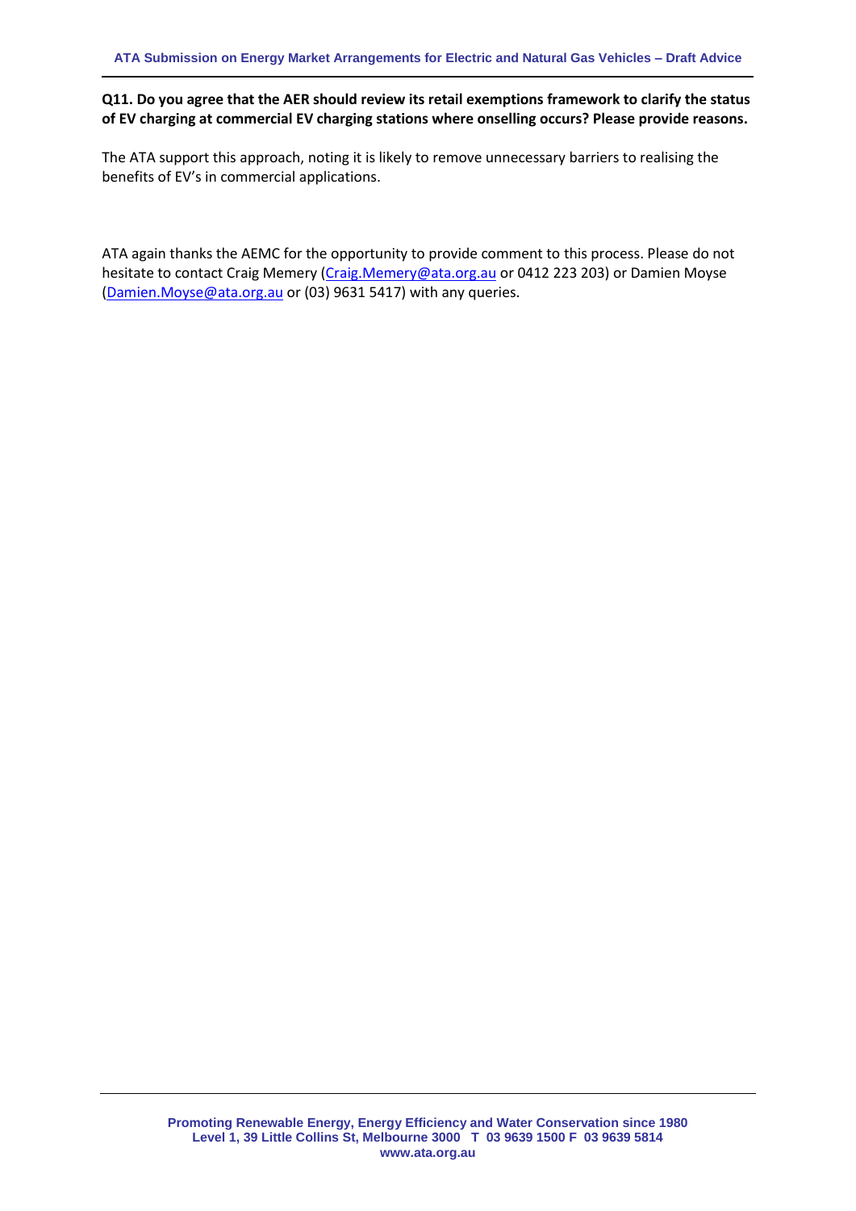**Q11. Do you agree that the AER should review its retail exemptions framework to clarify the status of EV charging at commercial EV charging stations where onselling occurs? Please provide reasons.**

The ATA support this approach, noting it is likely to remove unnecessary barriers to realising the benefits of EV's in commercial applications.

ATA again thanks the AEMC for the opportunity to provide comment to this process. Please do not hesitate to contact Craig Memery (Craig.Memery@ata.org.au or 0412 223 203) or Damien Moyse (Damien.Moyse@ata.org.au or (03) 9631 5417) with any queries.